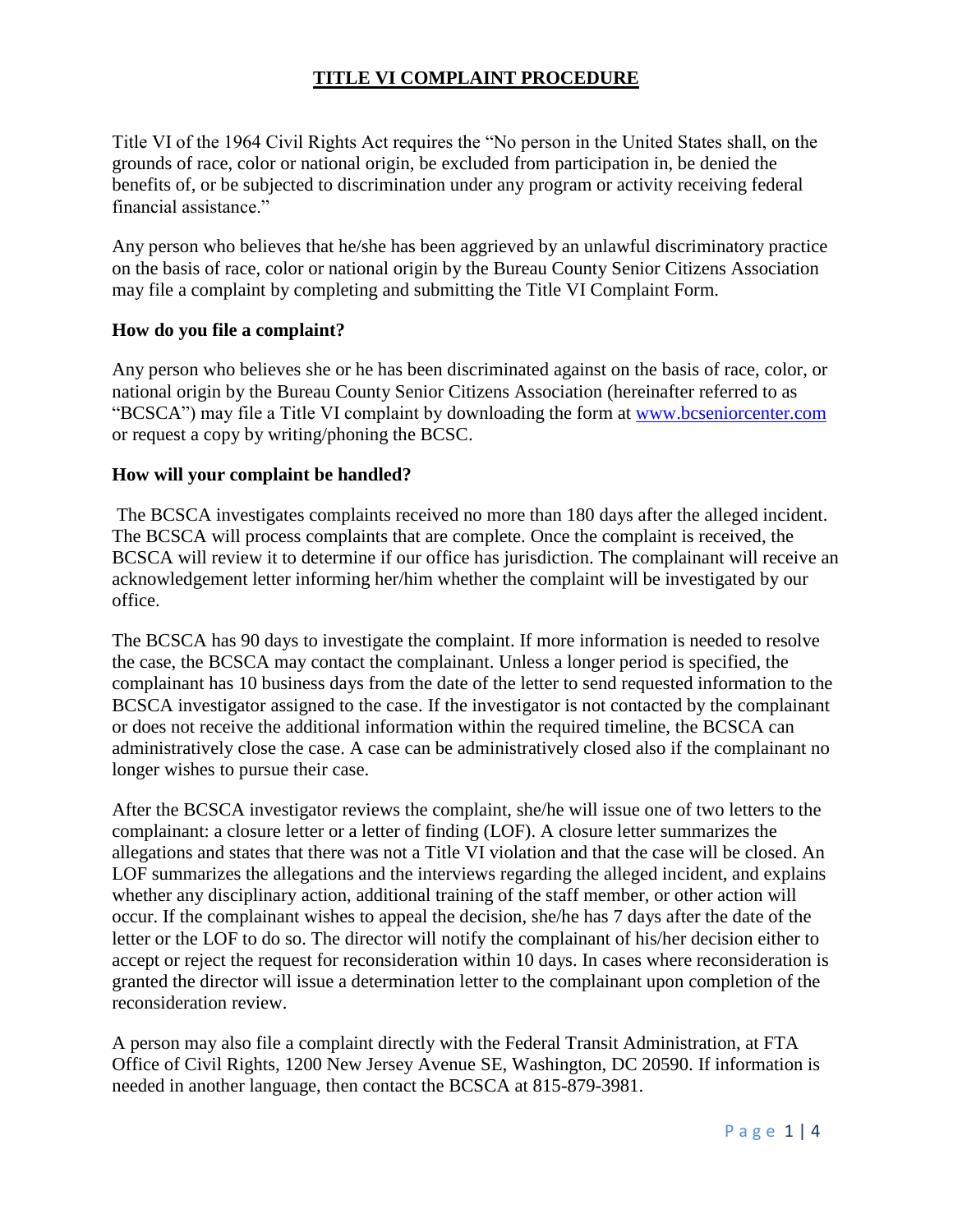# TITLE VI COMPLAINT PROCEDURE

Title VI of the 1964 Civil Rights Act requires the "No person in the United States shall, on the grounds of race, color or national origin, be excluded from participation in, be denied the benefits of, or be subjected to discrimination under any program or activity receiving federal financial assistance."

Any person who believes that he/she has been aggrieved by an unlawful discriminatory practice on the basis of race, color or national origin by the Bureau County Senior Citizens Association may file a complaint by completing and submitting the Title VI Complaint Form.

**How do you file a complaint?**

Any person who believes she or he has been discriminated against on the basis of race, color, or national origin by the Bureau County Senior Citizens Association (hereinafter referred to as "BCSCA") may file a Title VI complaint by downloading the form at www.bcseniorcenter.com or request a copy by writing/phoning the BCSC.

**How will your complaint be handled?**

The BCSCA investigates complaints received no more than 180 days after the alleged incident. The BCSCA will process complaints that are complete. Once the complaint is received, the BCSCA will review it to determine if our office has jurisdiction. The complainant will receive an acknowledgement letter informing her/him whether the complaint will be investigated by our office.

The BCSCA has 90 days to investigate the complaint. If more information is needed to resolve the case, the BCSCA may contact the complainant. Unless a longer period is specified, the complainant has 10 business days from the date of the letter to send requested information to the BCSCA investigator assigned to the case. If the investigator is not contacted by the complainant or does not receive the additional information within the required timeline, the BCSCA can administratively close the case. A case can be administratively closed also if the complainant no longer wishes to pursue their case.

After the BCSCA investigator reviews the complaint, she/he will issue one of two letters to the complainant: a closure letter or a letter of finding (LOF). A closure letter summarizes the allegations and states that there was not a Title VI violation and that the case will be closed. An LOF summarizes the allegations and the interviews regarding the alleged incident, and explains whether any disciplinary action, additional training of the staff member, or other action will occur. If the complainant wishes to appeal the decision, she/he has 7 days after the date of the letter or the LOF to do so. The director will notify the complainant of his/her decision either to accept or reject the request for reconsideration within 10 days. In cases where reconsideration is granted the director will issue a determination letter to the complainant upon completion of the reconsideration review.

A person may also file a complaint directly with the Federal Transit Administration, at FTA Office of Civil Rights, 1200 New Jersey Avenue SE, Washington, DC 20590. If information is needed in another language, then contact the BCSCA at 815-879-3981.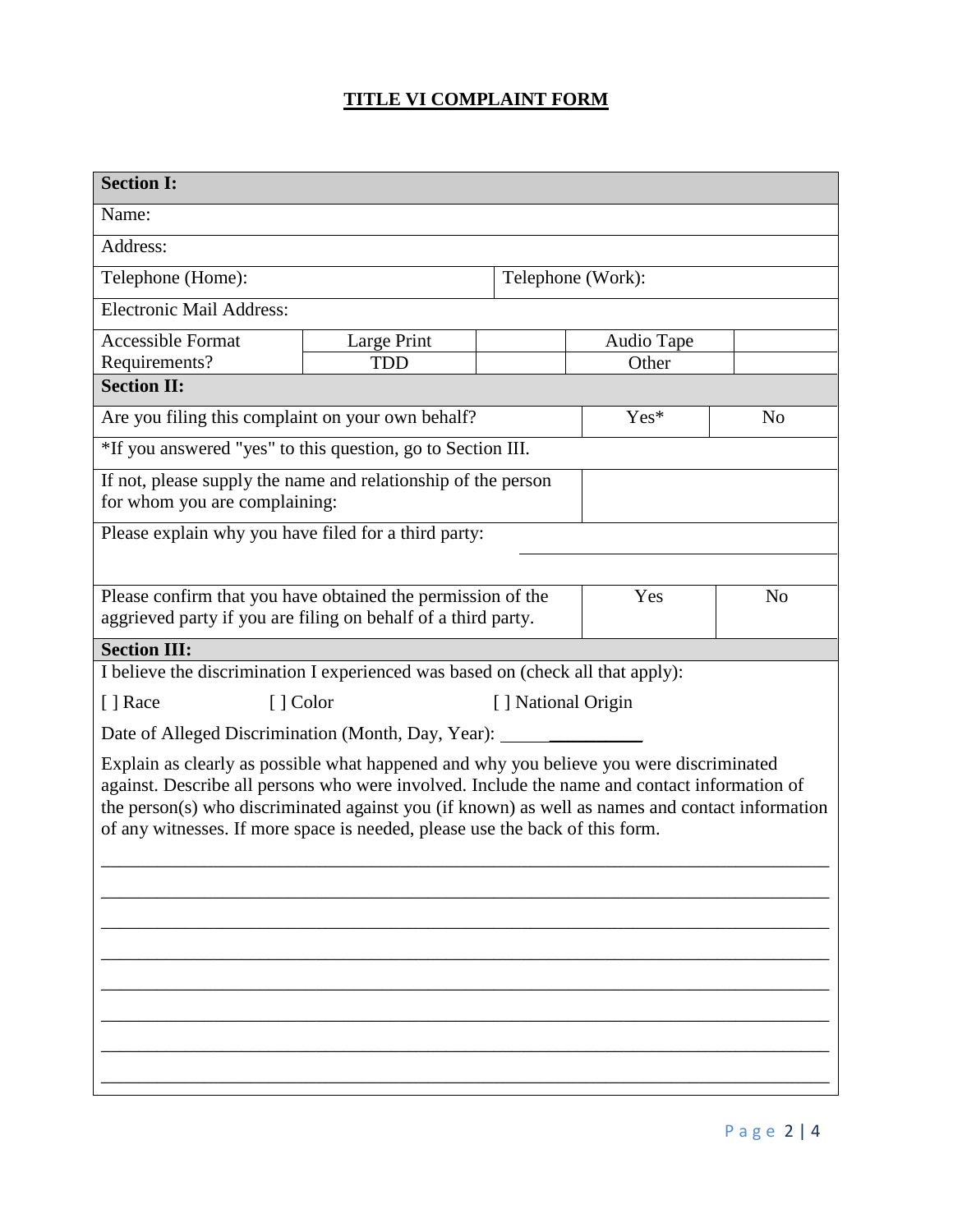# TITLE VI COMPLAINT FORM

| **Section I:** | | | | |
|---|---|---|---|---|
| Name: | | | | |
| Address: | | | | |
| Telephone (Home): | | Telephone (Work): | | |
| Electronic Mail Address: | | | | |
| Accessible Format Requirements? | Large Print | | Audio Tape | |
| | TDD | | Other | |

| **Section II:** | | |
|---|---|---|
| Are you filing this complaint on your own behalf? | Yes* | No |
| *If you answered "yes" to this question, go to Section III. | | |
| If not, please supply the name and relationship of the person for whom you are complaining: | | |
| Please explain why you have filed for a third party: | | |
| Please confirm that you have obtained the permission of the aggrieved party if you are filing on behalf of a third party. | Yes | No |

**Section III:**

I believe the discrimination I experienced was based on (check all that apply):

[ ] Race [ ] Color [ ] National Origin

Date of Alleged Discrimination (Month, Day, Year): ______________

Explain as clearly as possible what happened and why you believe you were discriminated against. Describe all persons who were involved. Include the name and contact information of the person(s) who discriminated against you (if known) as well as names and contact information of any witnesses. If more space is needed, please use the back of this form.

_______________________________________________________________________________

_______________________________________________________________________________

_______________________________________________________________________________

_______________________________________________________________________________

_______________________________________________________________________________

_______________________________________________________________________________

_______________________________________________________________________________

_______________________________________________________________________________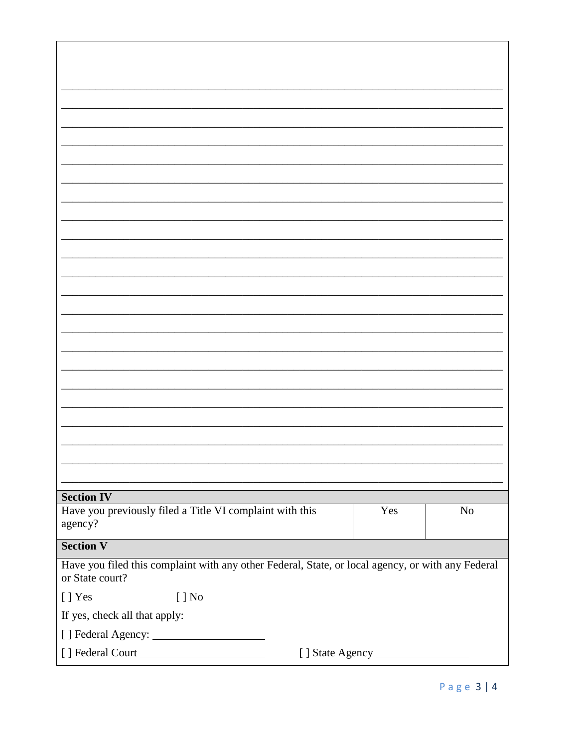\_\_\_\_\_\_\_\_\_\_\_\_\_\_\_\_\_\_\_\_\_\_\_\_\_\_\_\_\_\_\_\_\_\_\_\_\_\_\_\_\_\_\_\_\_\_\_\_\_\_\_\_\_\_\_\_\_\_\_\_\_\_\_\_\_\_\_\_\_\_\_\_\_\_\_\_

\_\_\_\_\_\_\_\_\_\_\_\_\_\_\_\_\_\_\_\_\_\_\_\_\_\_\_\_\_\_\_\_\_\_\_\_\_\_\_\_\_\_\_\_\_\_\_\_\_\_\_\_\_\_\_\_\_\_\_\_\_\_\_\_\_\_\_\_\_\_\_\_\_\_\_\_

\_\_\_\_\_\_\_\_\_\_\_\_\_\_\_\_\_\_\_\_\_\_\_\_\_\_\_\_\_\_\_\_\_\_\_\_\_\_\_\_\_\_\_\_\_\_\_\_\_\_\_\_\_\_\_\_\_\_\_\_\_\_\_\_\_\_\_\_\_\_\_\_\_\_\_\_

\_\_\_\_\_\_\_\_\_\_\_\_\_\_\_\_\_\_\_\_\_\_\_\_\_\_\_\_\_\_\_\_\_\_\_\_\_\_\_\_\_\_\_\_\_\_\_\_\_\_\_\_\_\_\_\_\_\_\_\_\_\_\_\_\_\_\_\_\_\_\_\_\_\_\_\_

\_\_\_\_\_\_\_\_\_\_\_\_\_\_\_\_\_\_\_\_\_\_\_\_\_\_\_\_\_\_\_\_\_\_\_\_\_\_\_\_\_\_\_\_\_\_\_\_\_\_\_\_\_\_\_\_\_\_\_\_\_\_\_\_\_\_\_\_\_\_\_\_\_\_\_\_

\_\_\_\_\_\_\_\_\_\_\_\_\_\_\_\_\_\_\_\_\_\_\_\_\_\_\_\_\_\_\_\_\_\_\_\_\_\_\_\_\_\_\_\_\_\_\_\_\_\_\_\_\_\_\_\_\_\_\_\_\_\_\_\_\_\_\_\_\_\_\_\_\_\_\_\_

\_\_\_\_\_\_\_\_\_\_\_\_\_\_\_\_\_\_\_\_\_\_\_\_\_\_\_\_\_\_\_\_\_\_\_\_\_\_\_\_\_\_\_\_\_\_\_\_\_\_\_\_\_\_\_\_\_\_\_\_\_\_\_\_\_\_\_\_\_\_\_\_\_\_\_\_

\_\_\_\_\_\_\_\_\_\_\_\_\_\_\_\_\_\_\_\_\_\_\_\_\_\_\_\_\_\_\_\_\_\_\_\_\_\_\_\_\_\_\_\_\_\_\_\_\_\_\_\_\_\_\_\_\_\_\_\_\_\_\_\_\_\_\_\_\_\_\_\_\_\_\_\_

\_\_\_\_\_\_\_\_\_\_\_\_\_\_\_\_\_\_\_\_\_\_\_\_\_\_\_\_\_\_\_\_\_\_\_\_\_\_\_\_\_\_\_\_\_\_\_\_\_\_\_\_\_\_\_\_\_\_\_\_\_\_\_\_\_\_\_\_\_\_\_\_\_\_\_\_

\_\_\_\_\_\_\_\_\_\_\_\_\_\_\_\_\_\_\_\_\_\_\_\_\_\_\_\_\_\_\_\_\_\_\_\_\_\_\_\_\_\_\_\_\_\_\_\_\_\_\_\_\_\_\_\_\_\_\_\_\_\_\_\_\_\_\_\_\_\_\_\_\_\_\_\_

\_\_\_\_\_\_\_\_\_\_\_\_\_\_\_\_\_\_\_\_\_\_\_\_\_\_\_\_\_\_\_\_\_\_\_\_\_\_\_\_\_\_\_\_\_\_\_\_\_\_\_\_\_\_\_\_\_\_\_\_\_\_\_\_\_\_\_\_\_\_\_\_\_\_\_\_

\_\_\_\_\_\_\_\_\_\_\_\_\_\_\_\_\_\_\_\_\_\_\_\_\_\_\_\_\_\_\_\_\_\_\_\_\_\_\_\_\_\_\_\_\_\_\_\_\_\_\_\_\_\_\_\_\_\_\_\_\_\_\_\_\_\_\_\_\_\_\_\_\_\_\_\_

\_\_\_\_\_\_\_\_\_\_\_\_\_\_\_\_\_\_\_\_\_\_\_\_\_\_\_\_\_\_\_\_\_\_\_\_\_\_\_\_\_\_\_\_\_\_\_\_\_\_\_\_\_\_\_\_\_\_\_\_\_\_\_\_\_\_\_\_\_\_\_\_\_\_\_\_

\_\_\_\_\_\_\_\_\_\_\_\_\_\_\_\_\_\_\_\_\_\_\_\_\_\_\_\_\_\_\_\_\_\_\_\_\_\_\_\_\_\_\_\_\_\_\_\_\_\_\_\_\_\_\_\_\_\_\_\_\_\_\_\_\_\_\_\_\_\_\_\_\_\_\_\_

\_\_\_\_\_\_\_\_\_\_\_\_\_\_\_\_\_\_\_\_\_\_\_\_\_\_\_\_\_\_\_\_\_\_\_\_\_\_\_\_\_\_\_\_\_\_\_\_\_\_\_\_\_\_\_\_\_\_\_\_\_\_\_\_\_\_\_\_\_\_\_\_\_\_\_\_

\_\_\_\_\_\_\_\_\_\_\_\_\_\_\_\_\_\_\_\_\_\_\_\_\_\_\_\_\_\_\_\_\_\_\_\_\_\_\_\_\_\_\_\_\_\_\_\_\_\_\_\_\_\_\_\_\_\_\_\_\_\_\_\_\_\_\_\_\_\_\_\_\_\_\_\_

\_\_\_\_\_\_\_\_\_\_\_\_\_\_\_\_\_\_\_\_\_\_\_\_\_\_\_\_\_\_\_\_\_\_\_\_\_\_\_\_\_\_\_\_\_\_\_\_\_\_\_\_\_\_\_\_\_\_\_\_\_\_\_\_\_\_\_\_\_\_\_\_\_\_\_\_

\_\_\_\_\_\_\_\_\_\_\_\_\_\_\_\_\_\_\_\_\_\_\_\_\_\_\_\_\_\_\_\_\_\_\_\_\_\_\_\_\_\_\_\_\_\_\_\_\_\_\_\_\_\_\_\_\_\_\_\_\_\_\_\_\_\_\_\_\_\_\_\_\_\_\_\_

\_\_\_\_\_\_\_\_\_\_\_\_\_\_\_\_\_\_\_\_\_\_\_\_\_\_\_\_\_\_\_\_\_\_\_\_\_\_\_\_\_\_\_\_\_\_\_\_\_\_\_\_\_\_\_\_\_\_\_\_\_\_\_\_\_\_\_\_\_\_\_\_\_\_\_\_

\_\_\_\_\_\_\_\_\_\_\_\_\_\_\_\_\_\_\_\_\_\_\_\_\_\_\_\_\_\_\_\_\_\_\_\_\_\_\_\_\_\_\_\_\_\_\_\_\_\_\_\_\_\_\_\_\_\_\_\_\_\_\_\_\_\_\_\_\_\_\_\_\_\_\_\_

\_\_\_\_\_\_\_\_\_\_\_\_\_\_\_\_\_\_\_\_\_\_\_\_\_\_\_\_\_\_\_\_\_\_\_\_\_\_\_\_\_\_\_\_\_\_\_\_\_\_\_\_\_\_\_\_\_\_\_\_\_\_\_\_\_\_\_\_\_\_\_\_\_\_\_\_

\_\_\_\_\_\_\_\_\_\_\_\_\_\_\_\_\_\_\_\_\_\_\_\_\_\_\_\_\_\_\_\_\_\_\_\_\_\_\_\_\_\_\_\_\_\_\_\_\_\_\_\_\_\_\_\_\_\_\_\_\_\_\_\_\_\_\_\_\_\_\_\_\_\_\_\_

\_\_\_\_\_\_\_\_\_\_\_\_\_\_\_\_\_\_\_\_\_\_\_\_\_\_\_\_\_\_\_\_\_\_\_\_\_\_\_\_\_\_\_\_\_\_\_\_\_\_\_\_\_\_\_\_\_\_\_\_\_\_\_\_\_\_\_\_\_\_\_\_\_\_\_\_

**Section IV**

| Have you previously filed a Title VI complaint with this agency? | Yes | No |
|---|---|---|

**Section V**

Have you filed this complaint with any other Federal, State, or local agency, or with any Federal or State court?

[ ] Yes [ ] No

If yes, check all that apply:

[ ] Federal Agency: \_\_\_\_\_\_\_\_\_\_\_\_\_\_\_\_\_\_\_\_

[ ] Federal Court \_\_\_\_\_\_\_\_\_\_\_\_\_\_\_\_\_\_\_\_\_\_\_ [ ] State Agency \_\_\_\_\_\_\_\_\_\_\_\_\_\_\_\_\_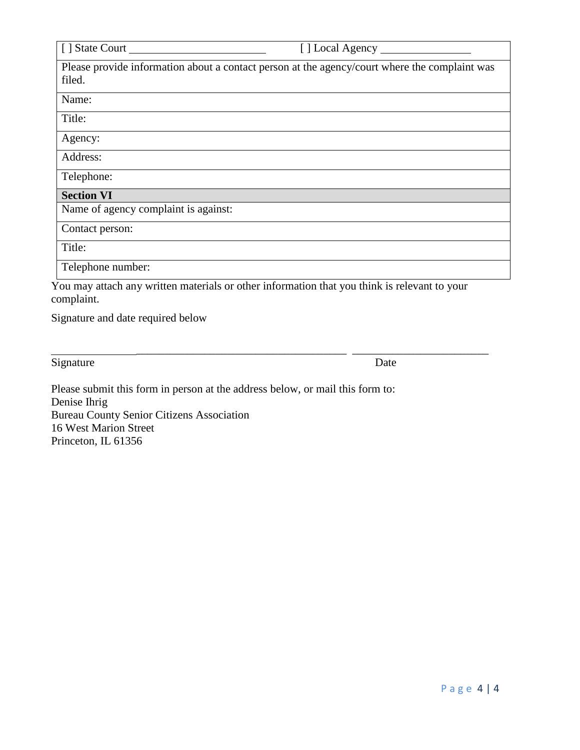| | |
|---|---|
| [ ] State Court ________________________ | [ ] Local Agency ________________ |
| Please provide information about a contact person at the agency/court where the complaint was filed. | |
| Name: | |
| Title: | |
| Agency: | |
| Address: | |
| Telephone: | |
| **Section VI** | |
| Name of agency complaint is against: | |
| Contact person: | |
| Title: | |
| Telephone number: | |

You may attach any written materials or other information that you think is relevant to your complaint.

Signature and date required below

_____________________________________________________ ________________________

Signature                                                                                    Date

Please submit this form in person at the address below, or mail this form to:
Denise Ihrig
Bureau County Senior Citizens Association
16 West Marion Street
Princeton, IL 61356